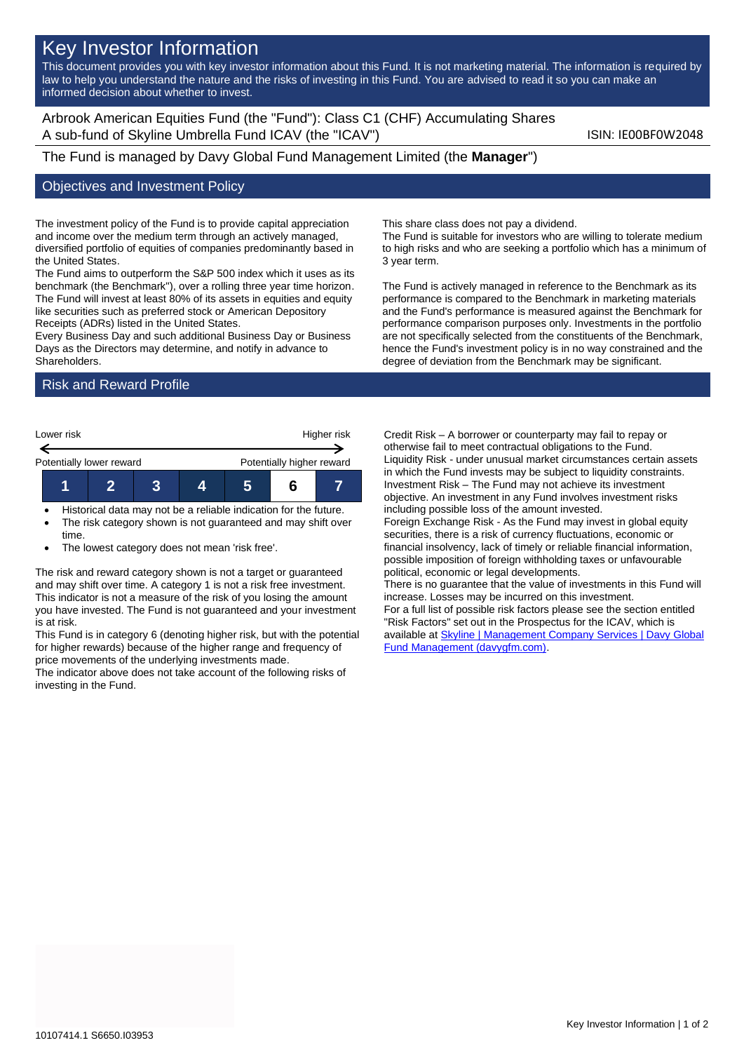# Key Investor Information

This document provides you with key investor information about this Fund. It is not marketing material. The information is required by law to help you understand the nature and the risks of investing in this Fund. You are advised to read it so you can make an informed decision about whether to invest.

Arbrook American Equities Fund (the "Fund"): Class C1 (CHF) Accumulating Shares
A sub-fund of Skyline Umbrella Fund ICAV (the "ICAV")

ISIN: IE00BF0W2048

The Fund is managed by Davy Global Fund Management Limited (the **Manager**")

## Objectives and Investment Policy

The investment policy of the Fund is to provide capital appreciation and income over the medium term through an actively managed, diversified portfolio of equities of companies predominantly based in the United States.

The Fund aims to outperform the S&P 500 index which it uses as its benchmark (the Benchmark"), over a rolling three year time horizon. The Fund will invest at least 80% of its assets in equities and equity like securities such as preferred stock or American Depository Receipts (ADRs) listed in the United States.

Every Business Day and such additional Business Day or Business Days as the Directors may determine, and notify in advance to Shareholders.

This share class does not pay a dividend.

The Fund is suitable for investors who are willing to tolerate medium to high risks and who are seeking a portfolio which has a minimum of 3 year term.

The Fund is actively managed in reference to the Benchmark as its performance is compared to the Benchmark in marketing materials and the Fund's performance is measured against the Benchmark for performance comparison purposes only. Investments in the portfolio are not specifically selected from the constituents of the Benchmark, hence the Fund's investment policy is in no way constrained and the degree of deviation from the Benchmark may be significant.

## Risk and Reward Profile

| Lower risk | | | | | | Higher risk |
|---|---|---|---|---|---|---|
| Potentially lower reward | | | | | | Potentially higher reward |
| 1 | 2 | 3 | 4 | 5 | **6** | 7 |

- Historical data may not be a reliable indication for the future.
- The risk category shown is not guaranteed and may shift over time.
- The lowest category does not mean 'risk free'.

The risk and reward category shown is not a target or guaranteed and may shift over time. A category 1 is not a risk free investment. This indicator is not a measure of the risk of you losing the amount you have invested. The Fund is not guaranteed and your investment is at risk.

This Fund is in category 6 (denoting higher risk, but with the potential for higher rewards) because of the higher range and frequency of price movements of the underlying investments made.

The indicator above does not take account of the following risks of investing in the Fund.

Credit Risk – A borrower or counterparty may fail to repay or otherwise fail to meet contractual obligations to the Fund.

Liquidity Risk - under unusual market circumstances certain assets in which the Fund invests may be subject to liquidity constraints.

Investment Risk – The Fund may not achieve its investment objective. An investment in any Fund involves investment risks including possible loss of the amount invested.

Foreign Exchange Risk - As the Fund may invest in global equity securities, there is a risk of currency fluctuations, economic or financial insolvency, lack of timely or reliable financial information, possible imposition of foreign withholding taxes or unfavourable political, economic or legal developments.

There is no guarantee that the value of investments in this Fund will increase. Losses may be incurred on this investment.

For a full list of possible risk factors please see the section entitled "Risk Factors" set out in the Prospectus for the ICAV, which is available at [Skyline | Management Company Services | Davy Global Fund Management (davygfm.com)](davygfm.com).

10107414.1 S6650.I03953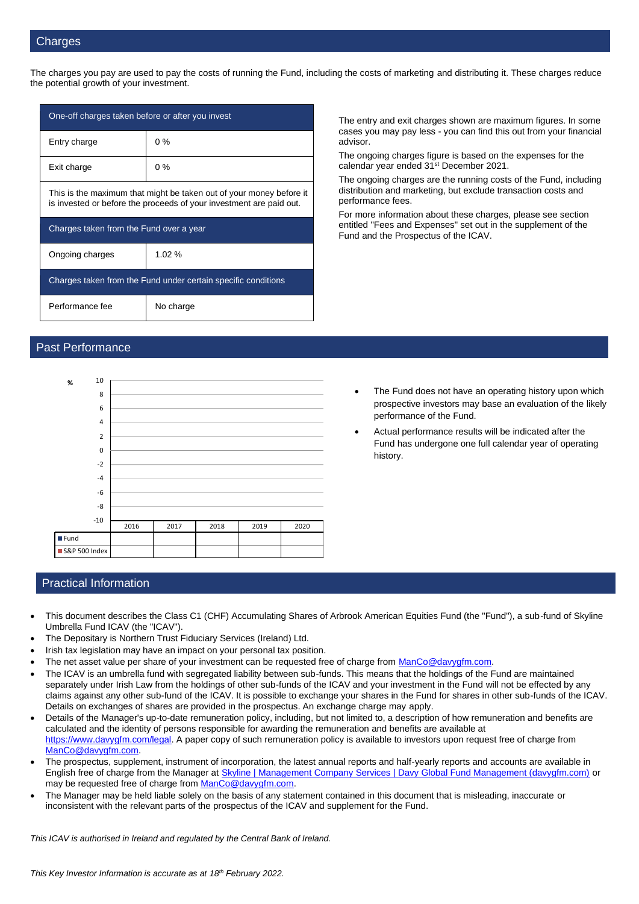## Charges

The charges you pay are used to pay the costs of running the Fund, including the costs of marketing and distributing it. These charges reduce the potential growth of your investment.

| One-off charges taken before or after you invest | |
|---|---|
| Entry charge | 0 % |
| Exit charge | 0 % |
| This is the maximum that might be taken out of your money before it is invested or before the proceeds of your investment are paid out. | |
| **Charges taken from the Fund over a year** | |
| Ongoing charges | 1.02 % |
| **Charges taken from the Fund under certain specific conditions** | |
| Performance fee | No charge |

The entry and exit charges shown are maximum figures. In some cases you may pay less - you can find this out from your financial advisor.

The ongoing charges figure is based on the expenses for the calendar year ended 31st December 2021.

The ongoing charges are the running costs of the Fund, including distribution and marketing, but exclude transaction costs and performance fees.

For more information about these charges, please see section entitled "Fees and Expenses" set out in the supplement of the Fund and the Prospectus of the ICAV.

## Past Performance

%
10
8
6
4
2
0
-2
-4
-6
-8
-10
2016 2017 2018 2019 2020
Fund
S&P 500 Index

- The Fund does not have an operating history upon which prospective investors may base an evaluation of the likely performance of the Fund.
- Actual performance results will be indicated after the Fund has undergone one full calendar year of operating history.

## Practical Information

- This document describes the Class C1 (CHF) Accumulating Shares of Arbrook American Equities Fund (the "Fund"), a sub-fund of Skyline Umbrella Fund ICAV (the "ICAV").
- The Depositary is Northern Trust Fiduciary Services (Ireland) Ltd.
- Irish tax legislation may have an impact on your personal tax position.
- The net asset value per share of your investment can be requested free of charge from ManCo@davygfm.com.
- The ICAV is an umbrella fund with segregated liability between sub-funds. This means that the holdings of the Fund are maintained separately under Irish Law from the holdings of other sub-funds of the ICAV and your investment in the Fund will not be effected by any claims against any other sub-fund of the ICAV. It is possible to exchange your shares in the Fund for shares in other sub-funds of the ICAV. Details on exchanges of shares are provided in the prospectus. An exchange charge may apply.
- Details of the Manager's up-to-date remuneration policy, including, but not limited to, a description of how remuneration and benefits are calculated and the identity of persons responsible for awarding the remuneration and benefits are available at https://www.davygfm.com/legal. A paper copy of such remuneration policy is available to investors upon request free of charge from ManCo@davygfm.com.
- The prospectus, supplement, instrument of incorporation, the latest annual reports and half-yearly reports and accounts are available in English free of charge from the Manager at Skyline | Management Company Services | Davy Global Fund Management (davygfm.com) or may be requested free of charge from ManCo@davygfm.com.
- The Manager may be held liable solely on the basis of any statement contained in this document that is misleading, inaccurate or inconsistent with the relevant parts of the prospectus of the ICAV and supplement for the Fund.

*This ICAV is authorised in Ireland and regulated by the Central Bank of Ireland.*

*This Key Investor Information is accurate as at 18th February 2022.*